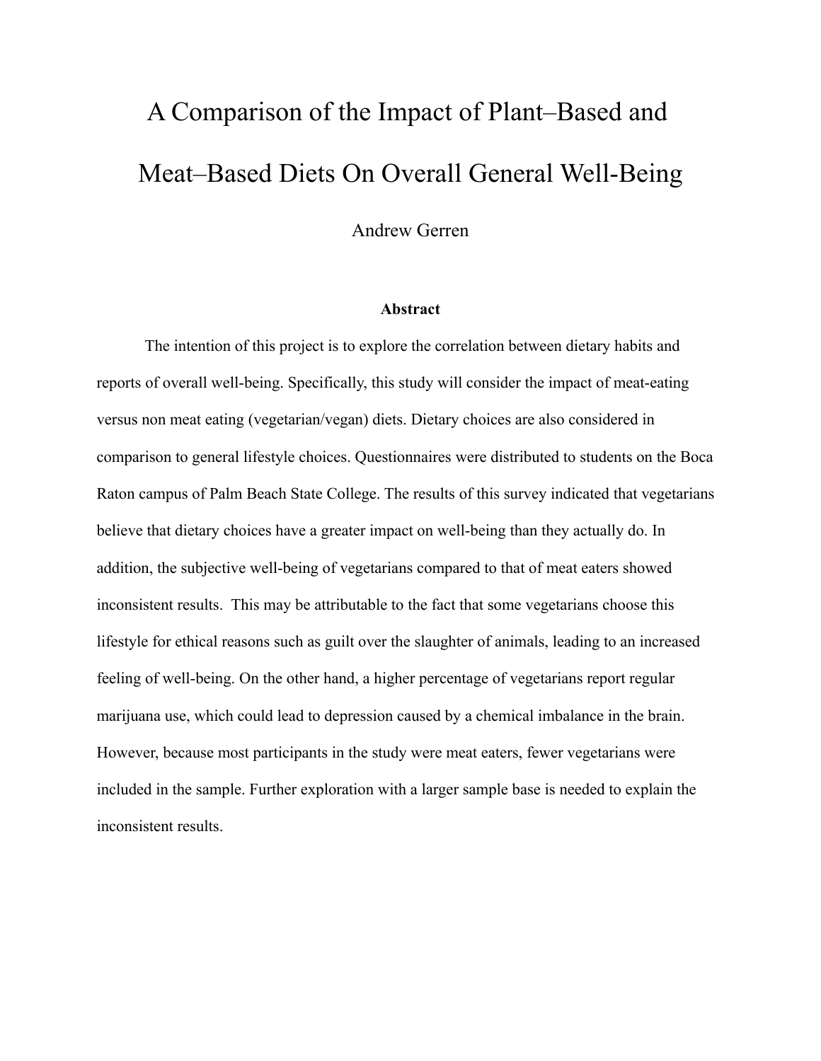# A Comparison of the Impact of Plant–Based and Meat–Based Diets On Overall General Well-Being

Andrew Gerren

**Abstract**

The intention of this project is to explore the correlation between dietary habits and reports of overall well-being. Specifically, this study will consider the impact of meat-eating versus non meat eating (vegetarian/vegan) diets. Dietary choices are also considered in comparison to general lifestyle choices. Questionnaires were distributed to students on the Boca Raton campus of Palm Beach State College. The results of this survey indicated that vegetarians believe that dietary choices have a greater impact on well-being than they actually do. In addition, the subjective well-being of vegetarians compared to that of meat eaters showed inconsistent results. This may be attributable to the fact that some vegetarians choose this lifestyle for ethical reasons such as guilt over the slaughter of animals, leading to an increased feeling of well-being. On the other hand, a higher percentage of vegetarians report regular marijuana use, which could lead to depression caused by a chemical imbalance in the brain. However, because most participants in the study were meat eaters, fewer vegetarians were included in the sample. Further exploration with a larger sample base is needed to explain the inconsistent results.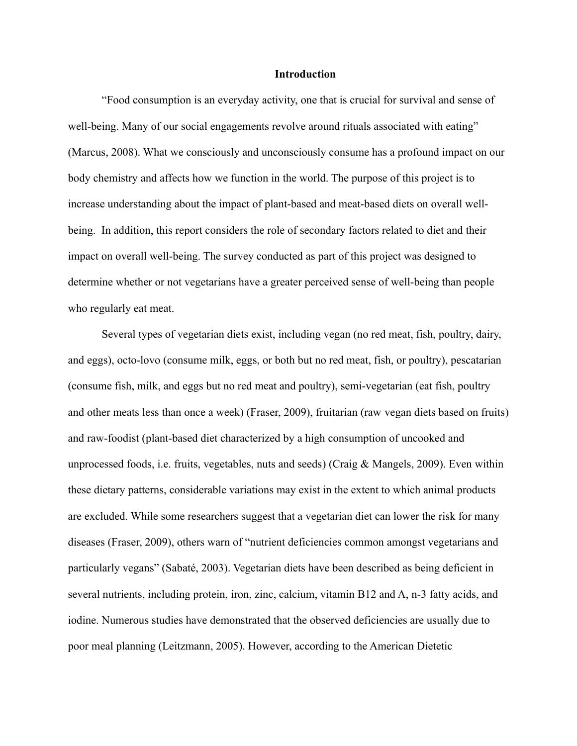# Introduction

"Food consumption is an everyday activity, one that is crucial for survival and sense of well-being. Many of our social engagements revolve around rituals associated with eating" (Marcus, 2008). What we consciously and unconsciously consume has a profound impact on our body chemistry and affects how we function in the world. The purpose of this project is to increase understanding about the impact of plant-based and meat-based diets on overall well-being. In addition, this report considers the role of secondary factors related to diet and their impact on overall well-being. The survey conducted as part of this project was designed to determine whether or not vegetarians have a greater perceived sense of well-being than people who regularly eat meat.

Several types of vegetarian diets exist, including vegan (no red meat, fish, poultry, dairy, and eggs), octo-lovo (consume milk, eggs, or both but no red meat, fish, or poultry), pescatarian (consume fish, milk, and eggs but no red meat and poultry), semi-vegetarian (eat fish, poultry and other meats less than once a week) (Fraser, 2009), fruitarian (raw vegan diets based on fruits) and raw-foodist (plant-based diet characterized by a high consumption of uncooked and unprocessed foods, i.e. fruits, vegetables, nuts and seeds) (Craig & Mangels, 2009). Even within these dietary patterns, considerable variations may exist in the extent to which animal products are excluded. While some researchers suggest that a vegetarian diet can lower the risk for many diseases (Fraser, 2009), others warn of "nutrient deficiencies common amongst vegetarians and particularly vegans" (Sabaté, 2003). Vegetarian diets have been described as being deficient in several nutrients, including protein, iron, zinc, calcium, vitamin B12 and A, n-3 fatty acids, and iodine. Numerous studies have demonstrated that the observed deficiencies are usually due to poor meal planning (Leitzmann, 2005). However, according to the American Dietetic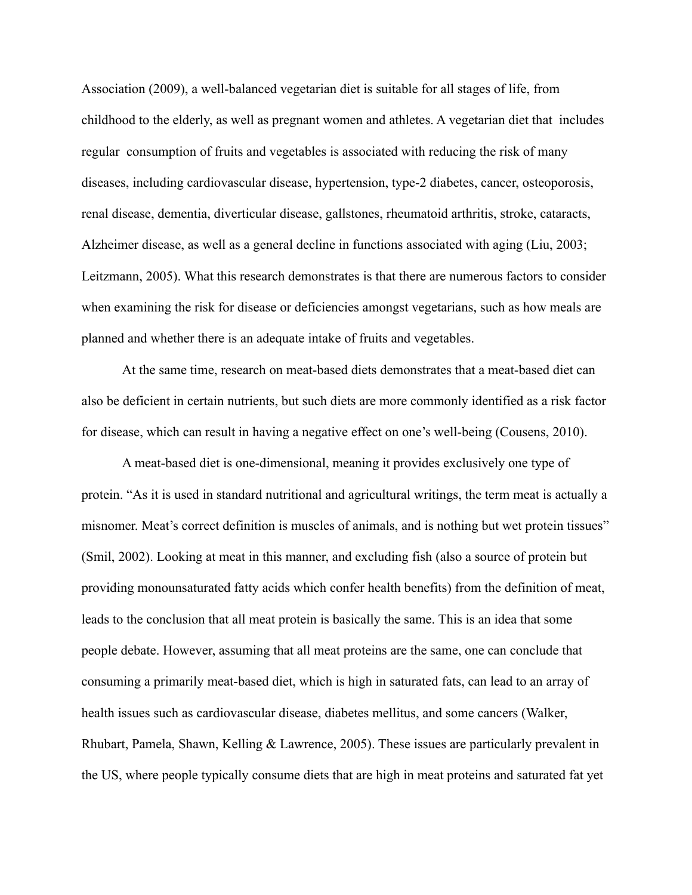Association (2009), a well-balanced vegetarian diet is suitable for all stages of life, from childhood to the elderly, as well as pregnant women and athletes. A vegetarian diet that includes regular consumption of fruits and vegetables is associated with reducing the risk of many diseases, including cardiovascular disease, hypertension, type-2 diabetes, cancer, osteoporosis, renal disease, dementia, diverticular disease, gallstones, rheumatoid arthritis, stroke, cataracts, Alzheimer disease, as well as a general decline in functions associated with aging (Liu, 2003; Leitzmann, 2005). What this research demonstrates is that there are numerous factors to consider when examining the risk for disease or deficiencies amongst vegetarians, such as how meals are planned and whether there is an adequate intake of fruits and vegetables.

At the same time, research on meat-based diets demonstrates that a meat-based diet can also be deficient in certain nutrients, but such diets are more commonly identified as a risk factor for disease, which can result in having a negative effect on one's well-being (Cousens, 2010).

A meat-based diet is one-dimensional, meaning it provides exclusively one type of protein. "As it is used in standard nutritional and agricultural writings, the term meat is actually a misnomer. Meat's correct definition is muscles of animals, and is nothing but wet protein tissues" (Smil, 2002). Looking at meat in this manner, and excluding fish (also a source of protein but providing monounsaturated fatty acids which confer health benefits) from the definition of meat, leads to the conclusion that all meat protein is basically the same. This is an idea that some people debate. However, assuming that all meat proteins are the same, one can conclude that consuming a primarily meat-based diet, which is high in saturated fats, can lead to an array of health issues such as cardiovascular disease, diabetes mellitus, and some cancers (Walker, Rhubart, Pamela, Shawn, Kelling & Lawrence, 2005). These issues are particularly prevalent in the US, where people typically consume diets that are high in meat proteins and saturated fat yet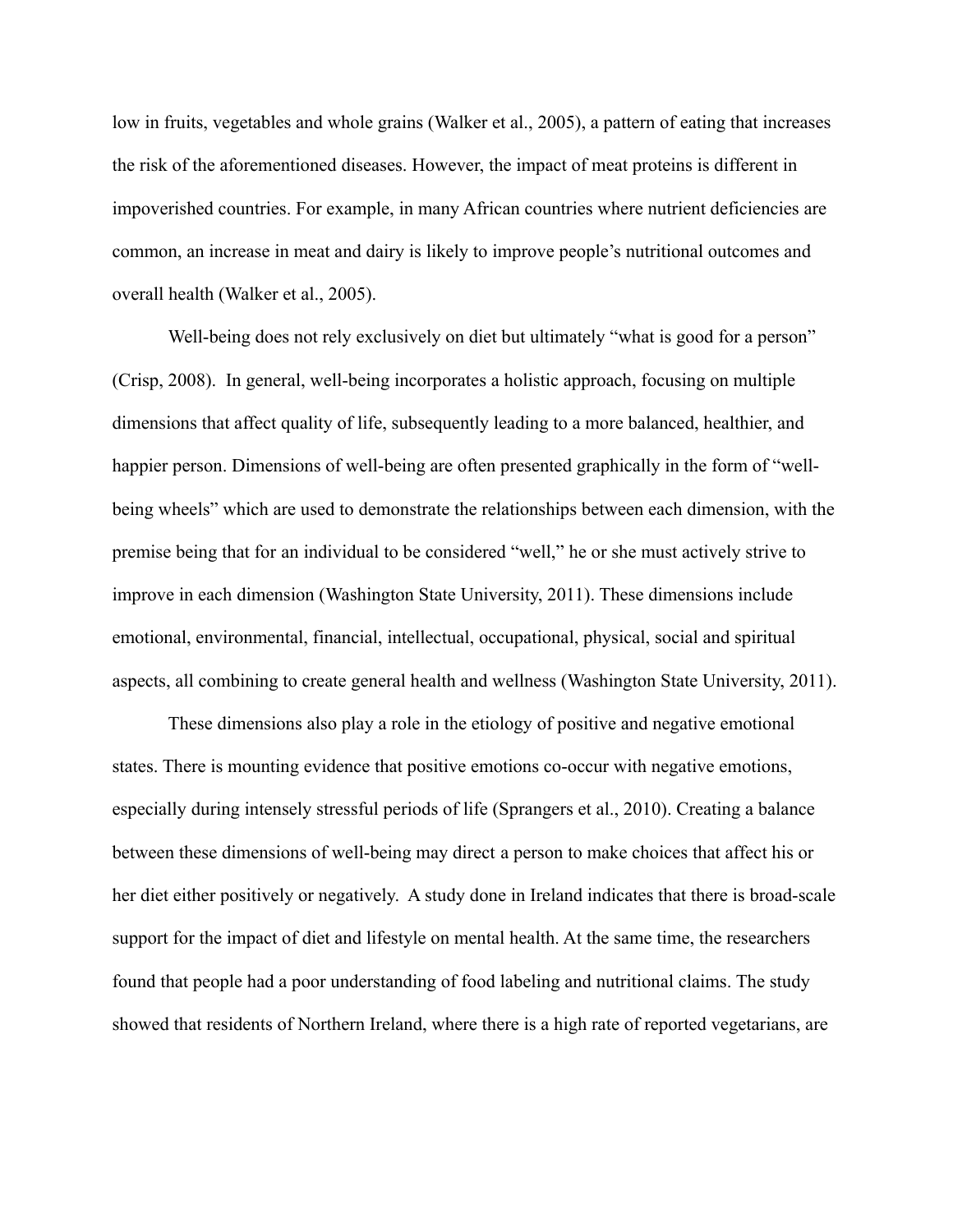low in fruits, vegetables and whole grains (Walker et al., 2005), a pattern of eating that increases the risk of the aforementioned diseases. However, the impact of meat proteins is different in impoverished countries. For example, in many African countries where nutrient deficiencies are common, an increase in meat and dairy is likely to improve people's nutritional outcomes and overall health (Walker et al., 2005).

Well-being does not rely exclusively on diet but ultimately "what is good for a person" (Crisp, 2008). In general, well-being incorporates a holistic approach, focusing on multiple dimensions that affect quality of life, subsequently leading to a more balanced, healthier, and happier person. Dimensions of well-being are often presented graphically in the form of "well-being wheels" which are used to demonstrate the relationships between each dimension, with the premise being that for an individual to be considered "well," he or she must actively strive to improve in each dimension (Washington State University, 2011). These dimensions include emotional, environmental, financial, intellectual, occupational, physical, social and spiritual aspects, all combining to create general health and wellness (Washington State University, 2011).

These dimensions also play a role in the etiology of positive and negative emotional states. There is mounting evidence that positive emotions co-occur with negative emotions, especially during intensely stressful periods of life (Sprangers et al., 2010). Creating a balance between these dimensions of well-being may direct a person to make choices that affect his or her diet either positively or negatively. A study done in Ireland indicates that there is broad-scale support for the impact of diet and lifestyle on mental health. At the same time, the researchers found that people had a poor understanding of food labeling and nutritional claims. The study showed that residents of Northern Ireland, where there is a high rate of reported vegetarians, are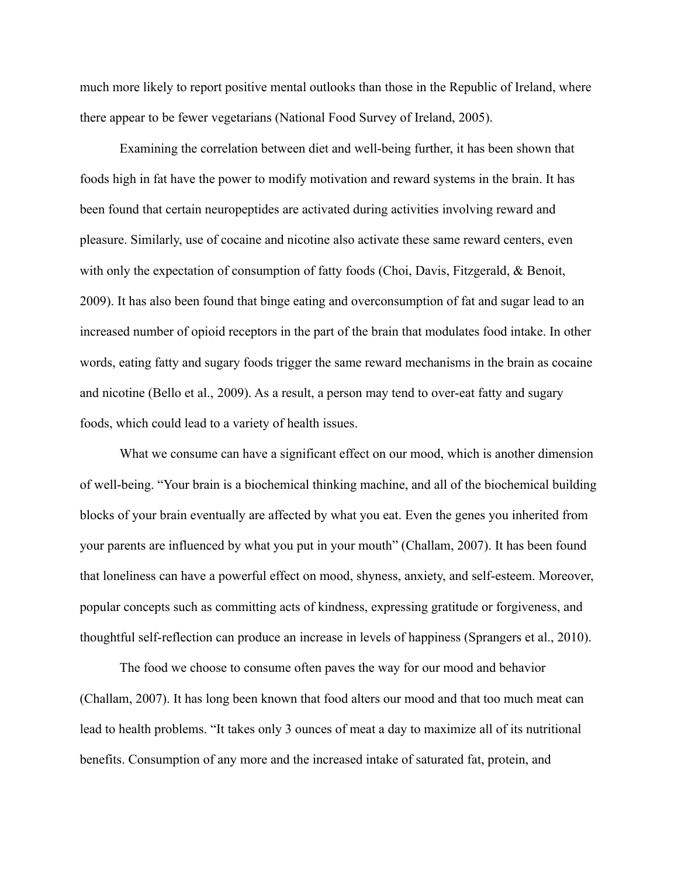much more likely to report positive mental outlooks than those in the Republic of Ireland, where there appear to be fewer vegetarians (National Food Survey of Ireland, 2005).

Examining the correlation between diet and well-being further, it has been shown that foods high in fat have the power to modify motivation and reward systems in the brain. It has been found that certain neuropeptides are activated during activities involving reward and pleasure. Similarly, use of cocaine and nicotine also activate these same reward centers, even with only the expectation of consumption of fatty foods (Choi, Davis, Fitzgerald, & Benoit, 2009). It has also been found that binge eating and overconsumption of fat and sugar lead to an increased number of opioid receptors in the part of the brain that modulates food intake. In other words, eating fatty and sugary foods trigger the same reward mechanisms in the brain as cocaine and nicotine (Bello et al., 2009). As a result, a person may tend to over-eat fatty and sugary foods, which could lead to a variety of health issues.

What we consume can have a significant effect on our mood, which is another dimension of well-being. "Your brain is a biochemical thinking machine, and all of the biochemical building blocks of your brain eventually are affected by what you eat. Even the genes you inherited from your parents are influenced by what you put in your mouth" (Challam, 2007). It has been found that loneliness can have a powerful effect on mood, shyness, anxiety, and self-esteem. Moreover, popular concepts such as committing acts of kindness, expressing gratitude or forgiveness, and thoughtful self-reflection can produce an increase in levels of happiness (Sprangers et al., 2010).

The food we choose to consume often paves the way for our mood and behavior (Challam, 2007). It has long been known that food alters our mood and that too much meat can lead to health problems. "It takes only 3 ounces of meat a day to maximize all of its nutritional benefits. Consumption of any more and the increased intake of saturated fat, protein, and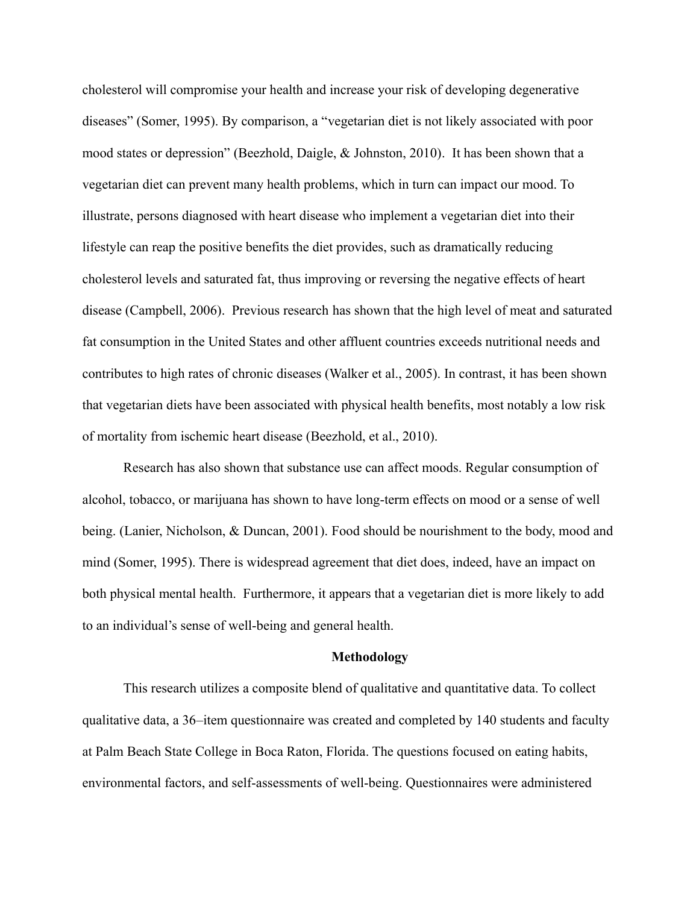cholesterol will compromise your health and increase your risk of developing degenerative diseases" (Somer, 1995). By comparison, a "vegetarian diet is not likely associated with poor mood states or depression" (Beezhold, Daigle, & Johnston, 2010). It has been shown that a vegetarian diet can prevent many health problems, which in turn can impact our mood. To illustrate, persons diagnosed with heart disease who implement a vegetarian diet into their lifestyle can reap the positive benefits the diet provides, such as dramatically reducing cholesterol levels and saturated fat, thus improving or reversing the negative effects of heart disease (Campbell, 2006). Previous research has shown that the high level of meat and saturated fat consumption in the United States and other affluent countries exceeds nutritional needs and contributes to high rates of chronic diseases (Walker et al., 2005). In contrast, it has been shown that vegetarian diets have been associated with physical health benefits, most notably a low risk of mortality from ischemic heart disease (Beezhold, et al., 2010).

Research has also shown that substance use can affect moods. Regular consumption of alcohol, tobacco, or marijuana has shown to have long-term effects on mood or a sense of well being. (Lanier, Nicholson, & Duncan, 2001). Food should be nourishment to the body, mood and mind (Somer, 1995). There is widespread agreement that diet does, indeed, have an impact on both physical mental health. Furthermore, it appears that a vegetarian diet is more likely to add to an individual's sense of well-being and general health.

## Methodology

This research utilizes a composite blend of qualitative and quantitative data. To collect qualitative data, a 36–item questionnaire was created and completed by 140 students and faculty at Palm Beach State College in Boca Raton, Florida. The questions focused on eating habits, environmental factors, and self-assessments of well-being. Questionnaires were administered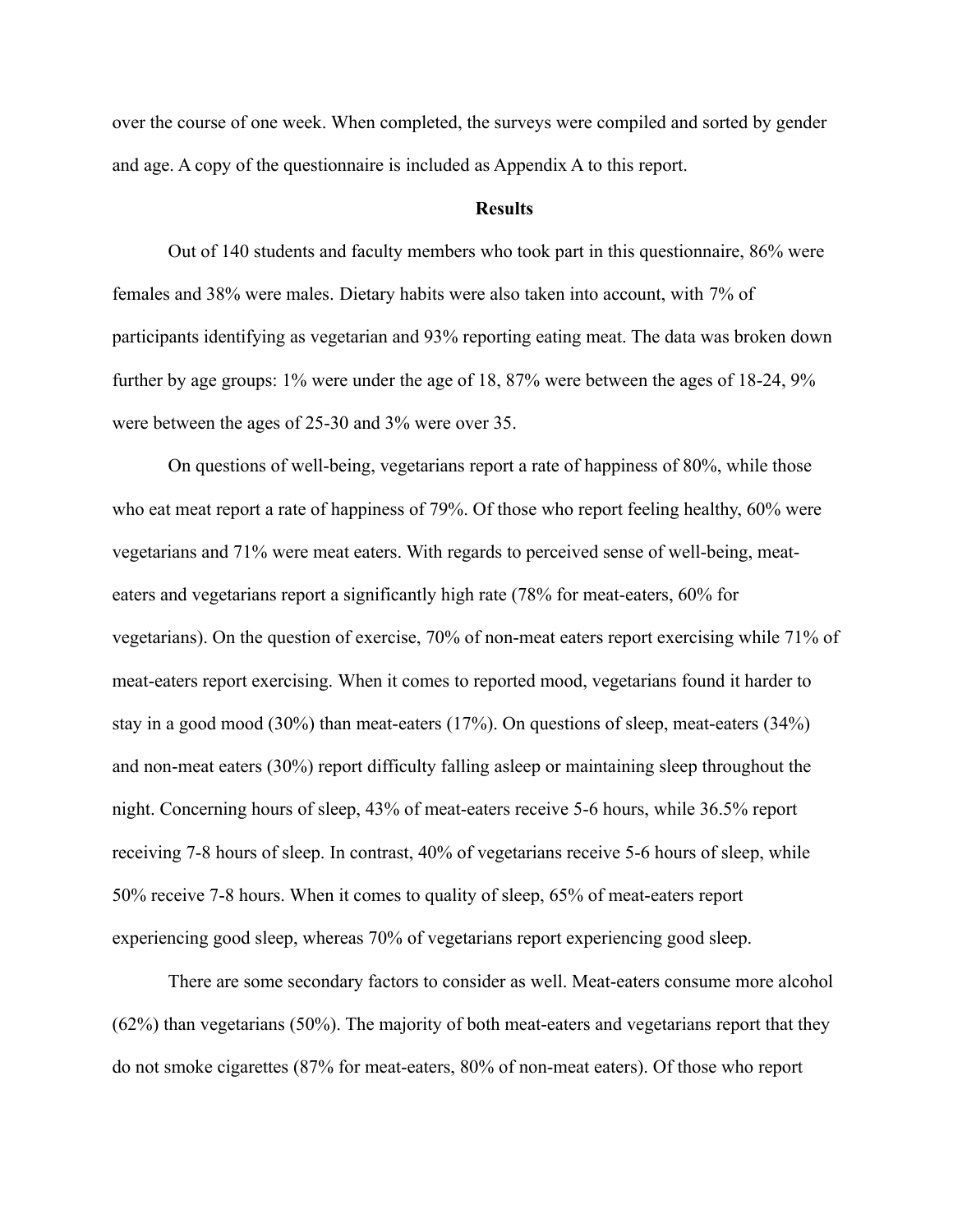over the course of one week. When completed, the surveys were compiled and sorted by gender and age. A copy of the questionnaire is included as Appendix A to this report.

**Results**

Out of 140 students and faculty members who took part in this questionnaire, 86% were females and 38% were males. Dietary habits were also taken into account, with 7% of participants identifying as vegetarian and 93% reporting eating meat. The data was broken down further by age groups: 1% were under the age of 18, 87% were between the ages of 18-24, 9% were between the ages of 25-30 and 3% were over 35.

On questions of well-being, vegetarians report a rate of happiness of 80%, while those who eat meat report a rate of happiness of 79%. Of those who report feeling healthy, 60% were vegetarians and 71% were meat eaters. With regards to perceived sense of well-being, meat-eaters and vegetarians report a significantly high rate (78% for meat-eaters, 60% for vegetarians). On the question of exercise, 70% of non-meat eaters report exercising while 71% of meat-eaters report exercising. When it comes to reported mood, vegetarians found it harder to stay in a good mood (30%) than meat-eaters (17%). On questions of sleep, meat-eaters (34%) and non-meat eaters (30%) report difficulty falling asleep or maintaining sleep throughout the night. Concerning hours of sleep, 43% of meat-eaters receive 5-6 hours, while 36.5% report receiving 7-8 hours of sleep. In contrast, 40% of vegetarians receive 5-6 hours of sleep, while 50% receive 7-8 hours. When it comes to quality of sleep, 65% of meat-eaters report experiencing good sleep, whereas 70% of vegetarians report experiencing good sleep.

There are some secondary factors to consider as well. Meat-eaters consume more alcohol (62%) than vegetarians (50%). The majority of both meat-eaters and vegetarians report that they do not smoke cigarettes (87% for meat-eaters, 80% of non-meat eaters). Of those who report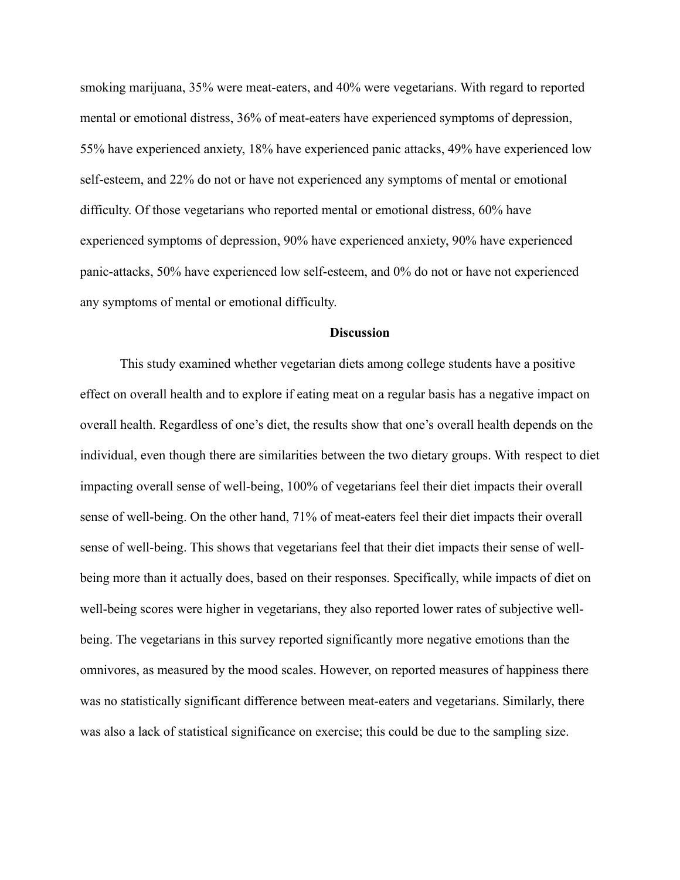smoking marijuana, 35% were meat-eaters, and 40% were vegetarians. With regard to reported mental or emotional distress, 36% of meat-eaters have experienced symptoms of depression, 55% have experienced anxiety, 18% have experienced panic attacks, 49% have experienced low self-esteem, and 22% do not or have not experienced any symptoms of mental or emotional difficulty. Of those vegetarians who reported mental or emotional distress, 60% have experienced symptoms of depression, 90% have experienced anxiety, 90% have experienced panic-attacks, 50% have experienced low self-esteem, and 0% do not or have not experienced any symptoms of mental or emotional difficulty.

## Discussion

This study examined whether vegetarian diets among college students have a positive effect on overall health and to explore if eating meat on a regular basis has a negative impact on overall health. Regardless of one's diet, the results show that one's overall health depends on the individual, even though there are similarities between the two dietary groups. With respect to diet impacting overall sense of well-being, 100% of vegetarians feel their diet impacts their overall sense of well-being. On the other hand, 71% of meat-eaters feel their diet impacts their overall sense of well-being. This shows that vegetarians feel that their diet impacts their sense of well-being more than it actually does, based on their responses. Specifically, while impacts of diet on well-being scores were higher in vegetarians, they also reported lower rates of subjective well-being. The vegetarians in this survey reported significantly more negative emotions than the omnivores, as measured by the mood scales. However, on reported measures of happiness there was no statistically significant difference between meat-eaters and vegetarians. Similarly, there was also a lack of statistical significance on exercise; this could be due to the sampling size.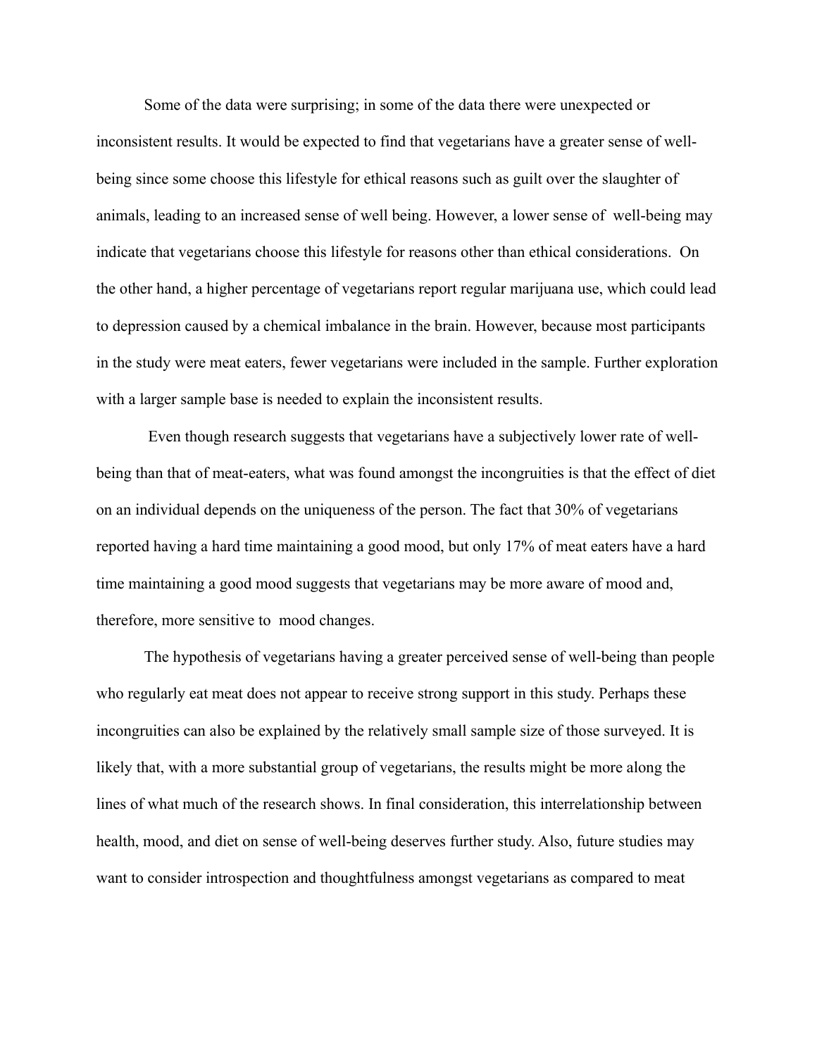Some of the data were surprising; in some of the data there were unexpected or inconsistent results. It would be expected to find that vegetarians have a greater sense of well-being since some choose this lifestyle for ethical reasons such as guilt over the slaughter of animals, leading to an increased sense of well being. However, a lower sense of well-being may indicate that vegetarians choose this lifestyle for reasons other than ethical considerations. On the other hand, a higher percentage of vegetarians report regular marijuana use, which could lead to depression caused by a chemical imbalance in the brain. However, because most participants in the study were meat eaters, fewer vegetarians were included in the sample. Further exploration with a larger sample base is needed to explain the inconsistent results.

Even though research suggests that vegetarians have a subjectively lower rate of well-being than that of meat-eaters, what was found amongst the incongruities is that the effect of diet on an individual depends on the uniqueness of the person. The fact that 30% of vegetarians reported having a hard time maintaining a good mood, but only 17% of meat eaters have a hard time maintaining a good mood suggests that vegetarians may be more aware of mood and, therefore, more sensitive to mood changes.

The hypothesis of vegetarians having a greater perceived sense of well-being than people who regularly eat meat does not appear to receive strong support in this study. Perhaps these incongruities can also be explained by the relatively small sample size of those surveyed. It is likely that, with a more substantial group of vegetarians, the results might be more along the lines of what much of the research shows. In final consideration, this interrelationship between health, mood, and diet on sense of well-being deserves further study. Also, future studies may want to consider introspection and thoughtfulness amongst vegetarians as compared to meat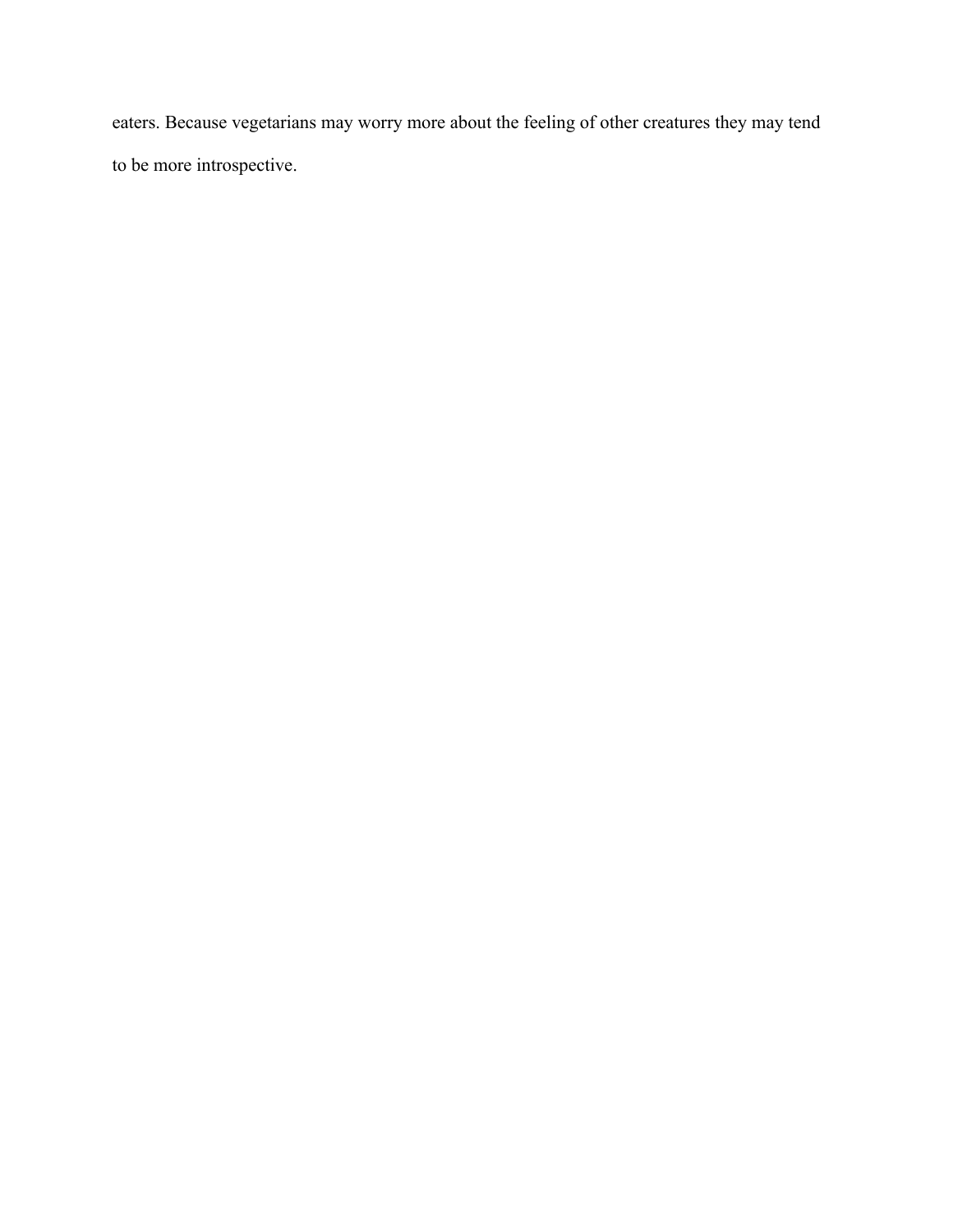eaters. Because vegetarians may worry more about the feeling of other creatures they may tend to be more introspective.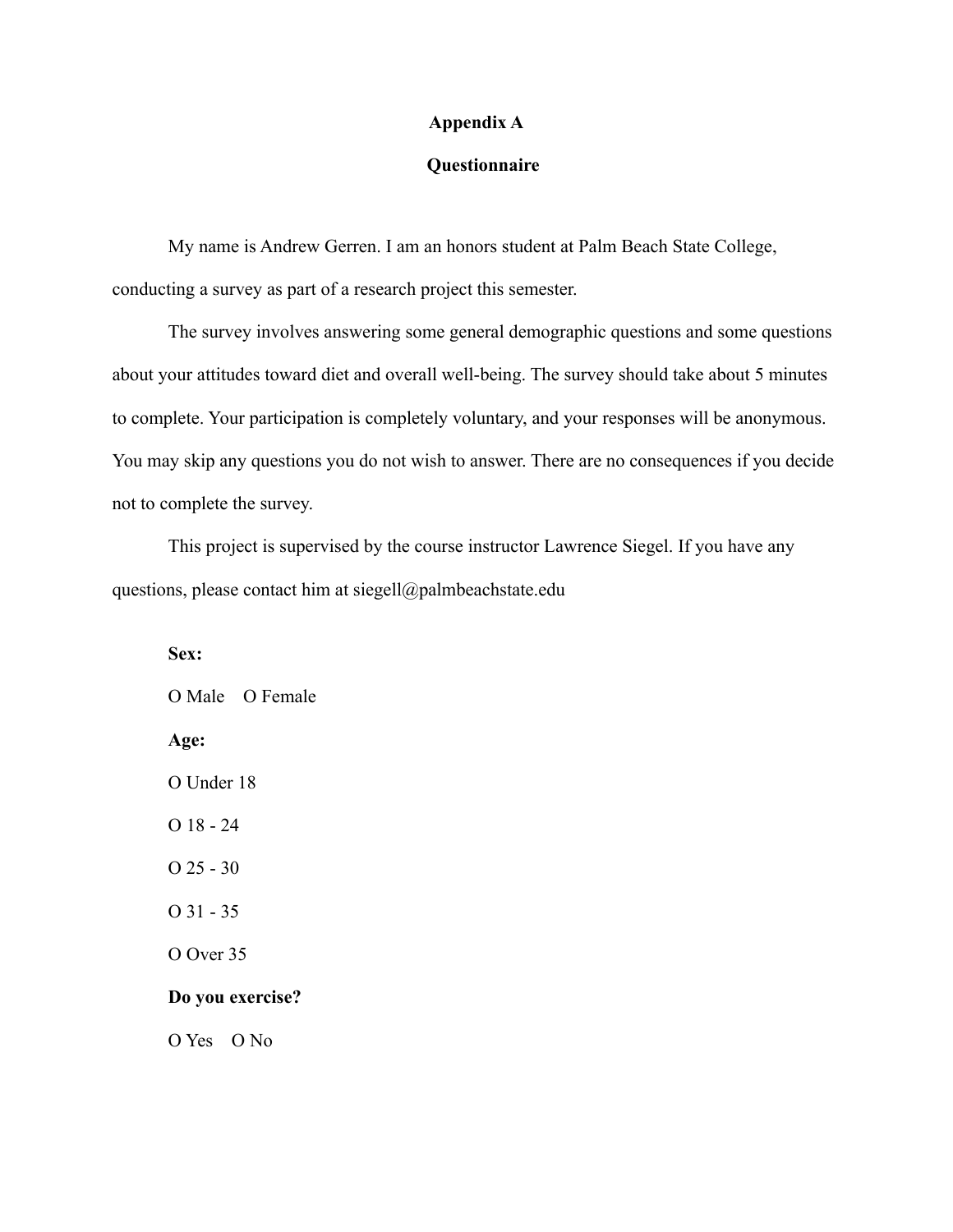# Appendix A

## Questionnaire

My name is Andrew Gerren. I am an honors student at Palm Beach State College, conducting a survey as part of a research project this semester.

The survey involves answering some general demographic questions and some questions about your attitudes toward diet and overall well-being. The survey should take about 5 minutes to complete. Your participation is completely voluntary, and your responses will be anonymous. You may skip any questions you do not wish to answer. There are no consequences if you decide not to complete the survey.

This project is supervised by the course instructor Lawrence Siegel. If you have any questions, please contact him at siegell@palmbeachstate.edu

**Sex:**

O Male O Female

**Age:**

O Under 18

O 18 - 24

O 25 - 30

O 31 - 35

O Over 35

**Do you exercise?**

O Yes O No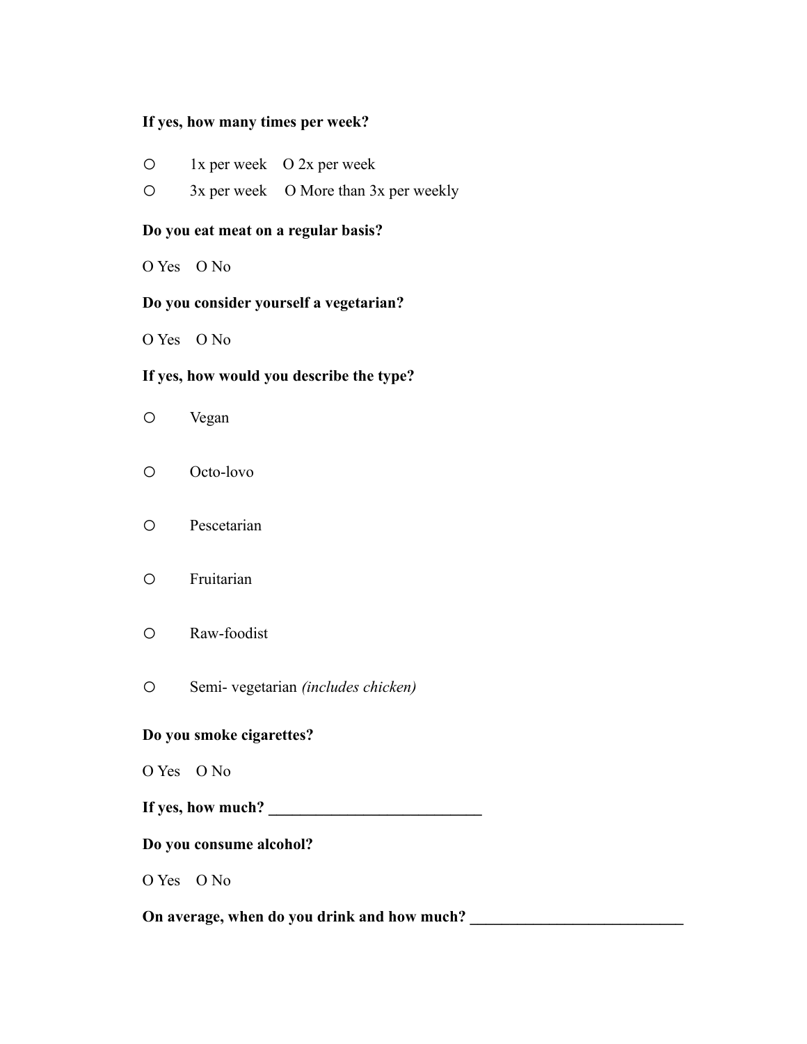**If yes, how many times per week?**

- ○ 1x per week O 2x per week
- ○ 3x per week O More than 3x per weekly

**Do you eat meat on a regular basis?**

O Yes O No

**Do you consider yourself a vegetarian?**

O Yes O No

**If yes, how would you describe the type?**

- ○ Vegan
- ○ Octo-lovo
- ○ Pescetarian
- ○ Fruitarian
- ○ Raw-foodist
- ○ Semi- vegetarian *(includes chicken)*

**Do you smoke cigarettes?**

O Yes O No

**If yes, how much? ___________________________**

**Do you consume alcohol?**

O Yes O No

**On average, when do you drink and how much? ___________________________**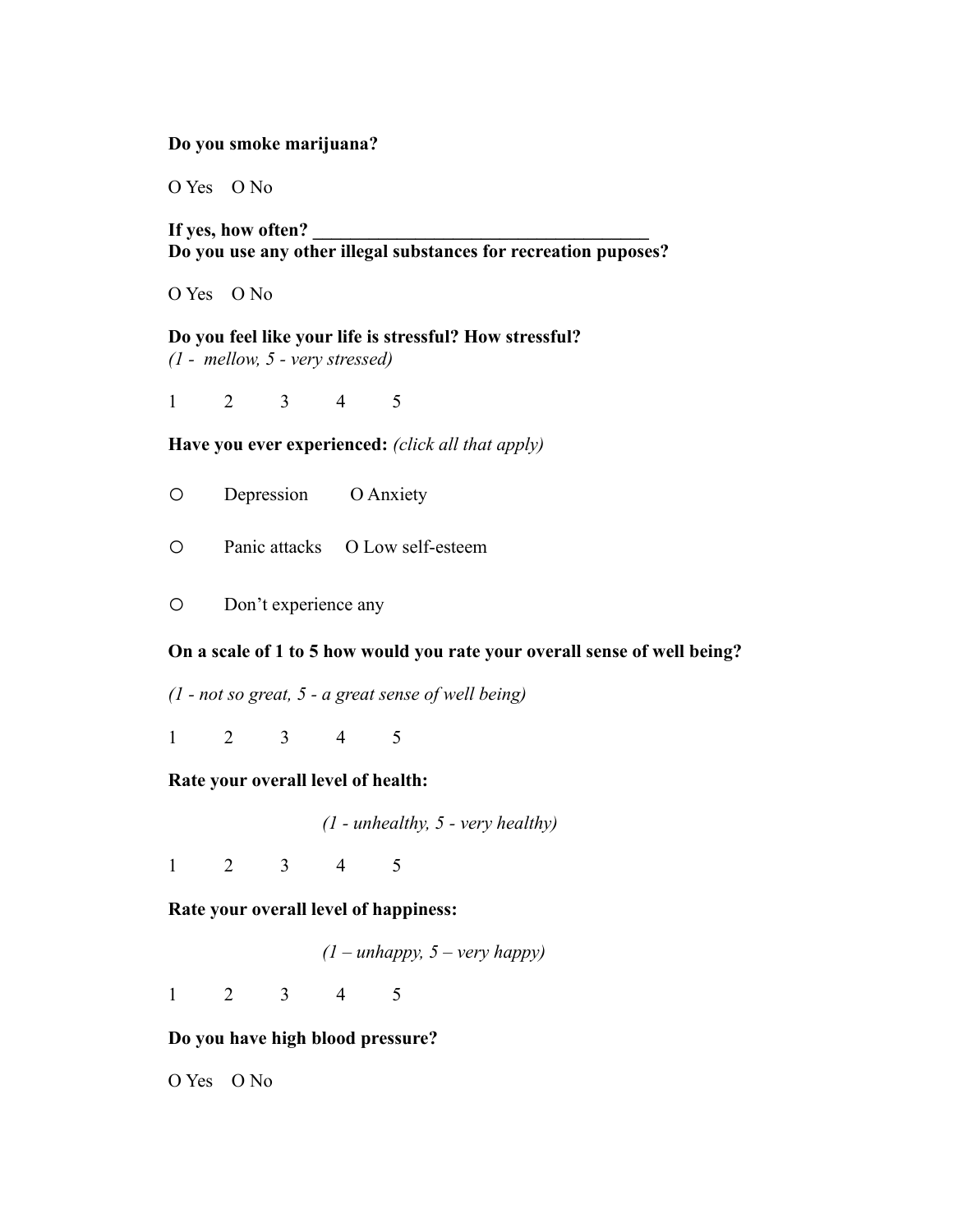**Do you smoke marijuana?**

O Yes    O No

**If yes, how often? ____________________________________**
**Do you use any other illegal substances for recreation puposes?**

O Yes    O No

**Do you feel like your life is stressful? How stressful?**
*(1 -  mellow, 5 - very stressed)*

1    2    3    4    5

**Have you ever experienced:** *(click all that apply)*

O    Depression    O Anxiety

O    Panic attacks    O Low self-esteem

O    Don't experience any

**On a scale of 1 to 5 how would you rate your overall sense of well being?**

*(1 - not so great, 5 - a great sense of well being)*

1    2    3    4    5

**Rate your overall level of health:**

*(1 - unhealthy, 5 - very healthy)*

1    2    3    4    5

**Rate your overall level of happiness:**

*(1 – unhappy, 5 – very happy)*

1    2    3    4    5

**Do you have high blood pressure?**

O Yes    O No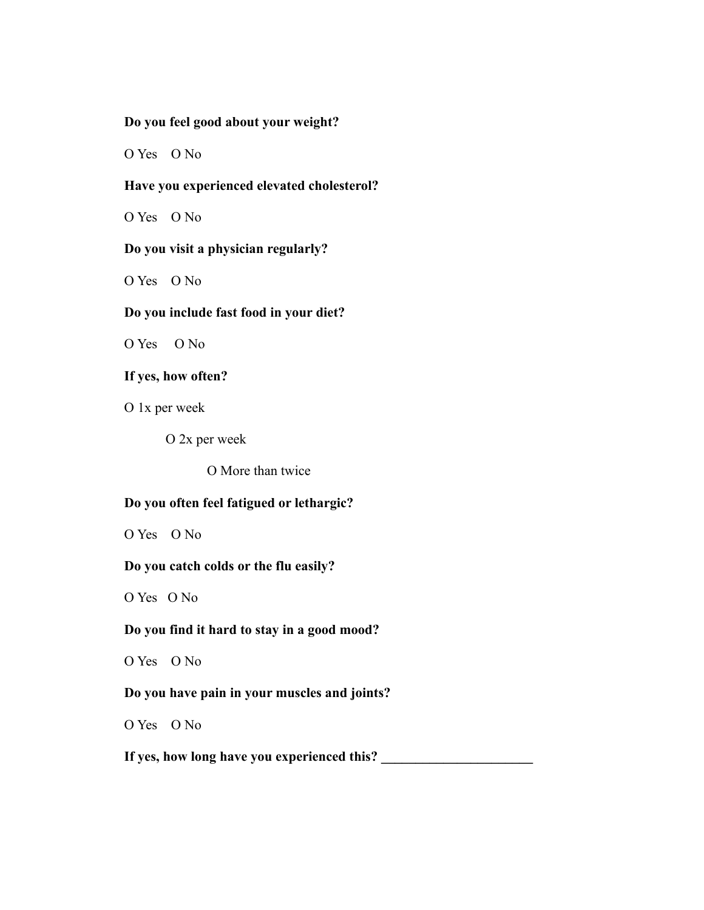**Do you feel good about your weight?**

O Yes O No

**Have you experienced elevated cholesterol?**

O Yes O No

**Do you visit a physician regularly?**

O Yes O No

**Do you include fast food in your diet?**

O Yes O No

**If yes, how often?**

O 1x per week

O 2x per week

O More than twice

**Do you often feel fatigued or lethargic?**

O Yes O No

**Do you catch colds or the flu easily?**

O Yes O No

**Do you find it hard to stay in a good mood?**

O Yes O No

**Do you have pain in your muscles and joints?**

O Yes O No

**If yes, how long have you experienced this? ______________________**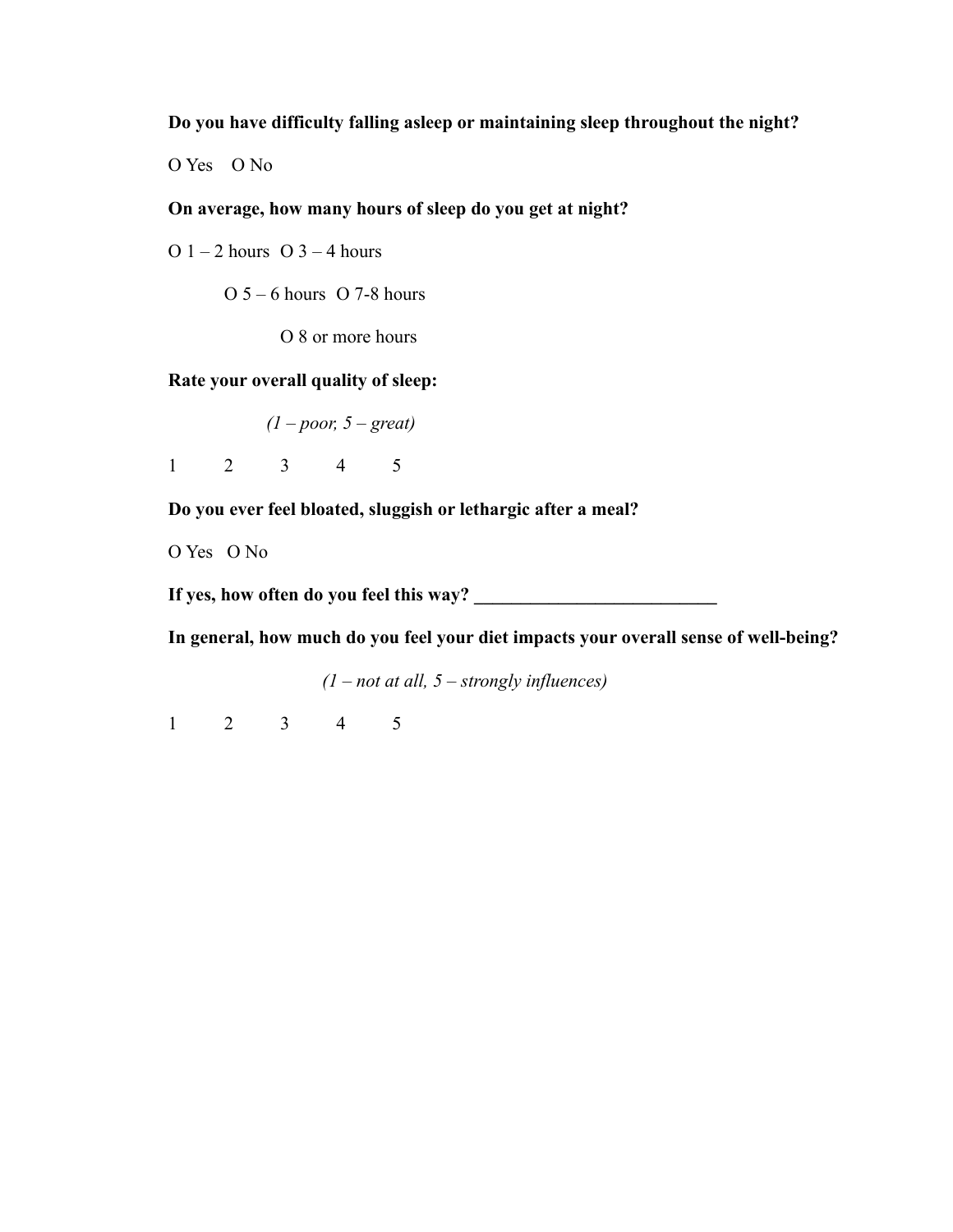**Do you have difficulty falling asleep or maintaining sleep throughout the night?**

O Yes O No

**On average, how many hours of sleep do you get at night?**

O 1 – 2 hours O 3 – 4 hours

O 5 – 6 hours O 7-8 hours

O 8 or more hours

**Rate your overall quality of sleep:**

*(1 – poor, 5 – great)*

1 2 3 4 5

**Do you ever feel bloated, sluggish or lethargic after a meal?**

O Yes O No

**If yes, how often do you feel this way? ___________________________**

**In general, how much do you feel your diet impacts your overall sense of well-being?**

*(1 – not at all, 5 – strongly influences)*

1 2 3 4 5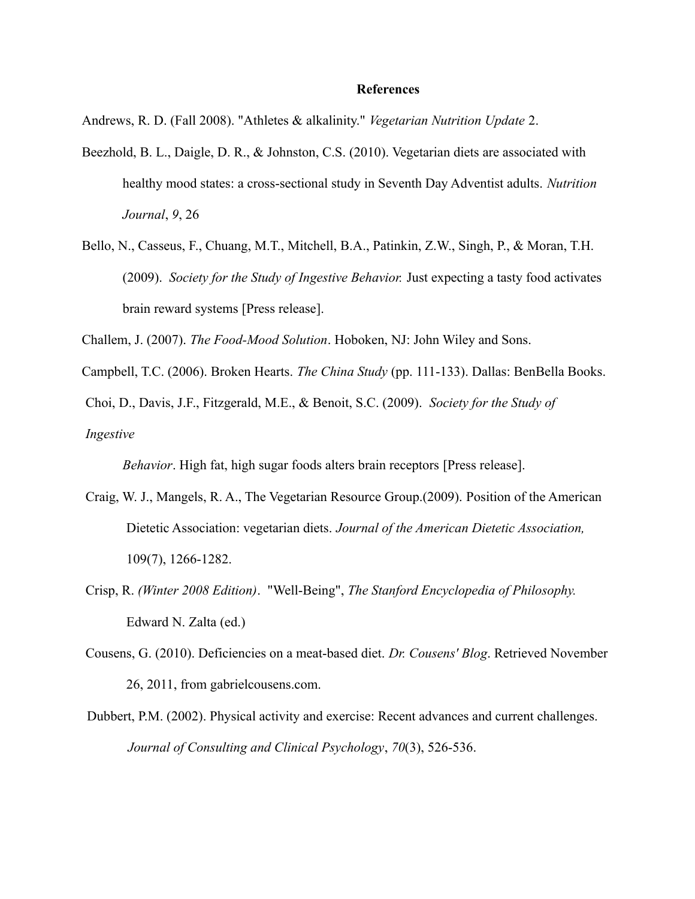# References

Andrews, R. D. (Fall 2008). "Athletes & alkalinity." *Vegetarian Nutrition Update* 2.

Beezhold, B. L., Daigle, D. R., & Johnston, C.S. (2010). Vegetarian diets are associated with healthy mood states: a cross-sectional study in Seventh Day Adventist adults. *Nutrition Journal*, *9*, 26

Bello, N., Casseus, F., Chuang, M.T., Mitchell, B.A., Patinkin, Z.W., Singh, P., & Moran, T.H. (2009). *Society for the Study of Ingestive Behavior.* Just expecting a tasty food activates brain reward systems [Press release].

Challem, J. (2007). *The Food-Mood Solution*. Hoboken, NJ: John Wiley and Sons.

Campbell, T.C. (2006). Broken Hearts. *The China Study* (pp. 111-133). Dallas: BenBella Books.

Choi, D., Davis, J.F., Fitzgerald, M.E., & Benoit, S.C. (2009). *Society for the Study of Ingestive Behavior*. High fat, high sugar foods alters brain receptors [Press release].

Craig, W. J., Mangels, R. A., The Vegetarian Resource Group.(2009). Position of the American Dietetic Association: vegetarian diets. *Journal of the American Dietetic Association,* 109(7), 1266-1282.

Crisp, R. *(Winter 2008 Edition)*. "Well-Being", *The Stanford Encyclopedia of Philosophy.* Edward N. Zalta (ed.)

Cousens, G. (2010). Deficiencies on a meat-based diet. *Dr. Cousens' Blog*. Retrieved November 26, 2011, from gabrielcousens.com.

Dubbert, P.M. (2002). Physical activity and exercise: Recent advances and current challenges. *Journal of Consulting and Clinical Psychology*, *70*(3), 526-536.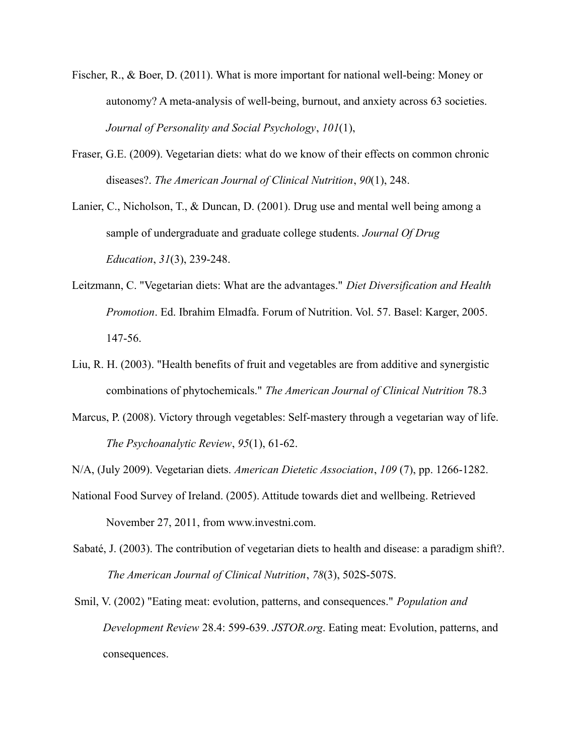Fischer, R., & Boer, D. (2011). What is more important for national well-being: Money or autonomy? A meta-analysis of well-being, burnout, and anxiety across 63 societies. *Journal of Personality and Social Psychology*, *101*(1),

Fraser, G.E. (2009). Vegetarian diets: what do we know of their effects on common chronic diseases?. *The American Journal of Clinical Nutrition*, *90*(1), 248.

Lanier, C., Nicholson, T., & Duncan, D. (2001). Drug use and mental well being among a sample of undergraduate and graduate college students. *Journal Of Drug Education*, *31*(3), 239-248.

Leitzmann, C. "Vegetarian diets: What are the advantages." *Diet Diversification and Health Promotion*. Ed. Ibrahim Elmadfa. Forum of Nutrition. Vol. 57. Basel: Karger, 2005. 147-56.

Liu, R. H. (2003). "Health benefits of fruit and vegetables are from additive and synergistic combinations of phytochemicals." *The American Journal of Clinical Nutrition* 78.3

Marcus, P. (2008). Victory through vegetables: Self-mastery through a vegetarian way of life. *The Psychoanalytic Review*, *95*(1), 61-62.

N/A, (July 2009). Vegetarian diets. *American Dietetic Association*, *109* (7), pp. 1266-1282.

National Food Survey of Ireland. (2005). Attitude towards diet and wellbeing. Retrieved November 27, 2011, from www.investni.com.

Sabaté, J. (2003). The contribution of vegetarian diets to health and disease: a paradigm shift?. *The American Journal of Clinical Nutrition*, *78*(3), 502S-507S.

Smil, V. (2002) "Eating meat: evolution, patterns, and consequences." *Population and Development Review* 28.4: 599-639. *JSTOR.org*. Eating meat: Evolution, patterns, and consequences.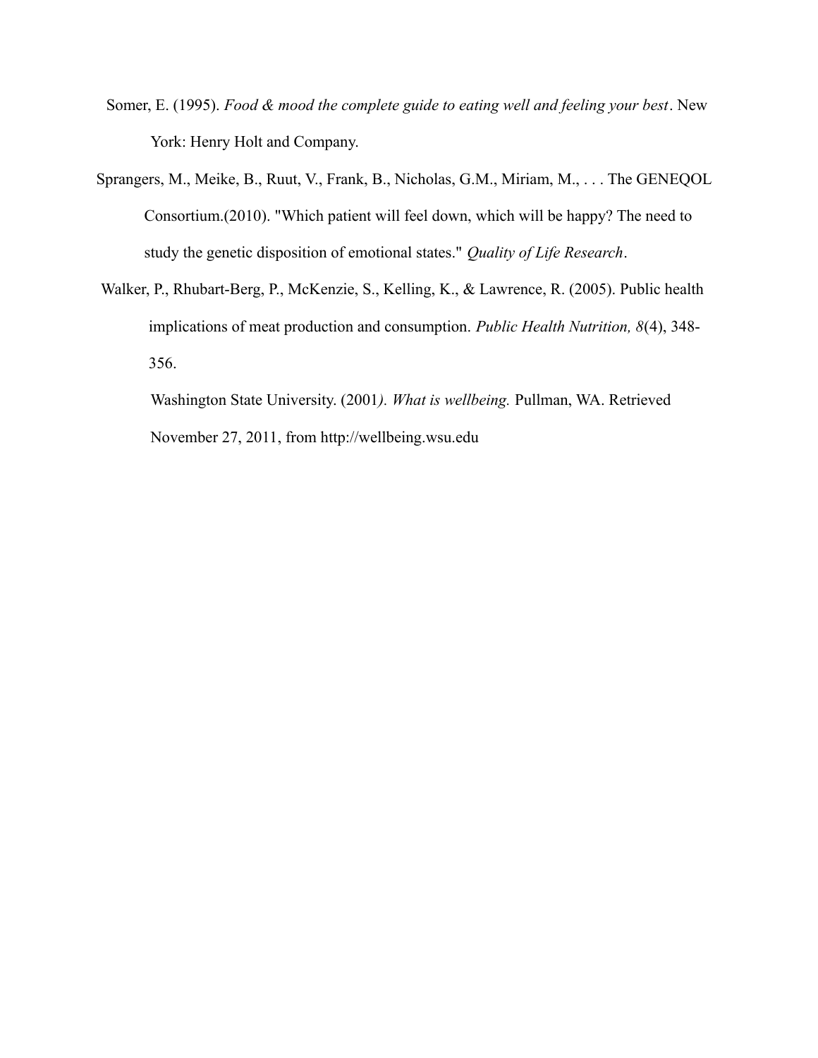Somer, E. (1995). *Food & mood the complete guide to eating well and feeling your best*. New York: Henry Holt and Company.

Sprangers, M., Meike, B., Ruut, V., Frank, B., Nicholas, G.M., Miriam, M., . . . The GENEQOL Consortium.(2010). "Which patient will feel down, which will be happy? The need to study the genetic disposition of emotional states." *Quality of Life Research*.

Walker, P., Rhubart-Berg, P., McKenzie, S., Kelling, K., & Lawrence, R. (2005). Public health implications of meat production and consumption. *Public Health Nutrition, 8*(4), 348-356.

Washington State University. (2001*). What is wellbeing.* Pullman, WA. Retrieved November 27, 2011, from http://wellbeing.wsu.edu